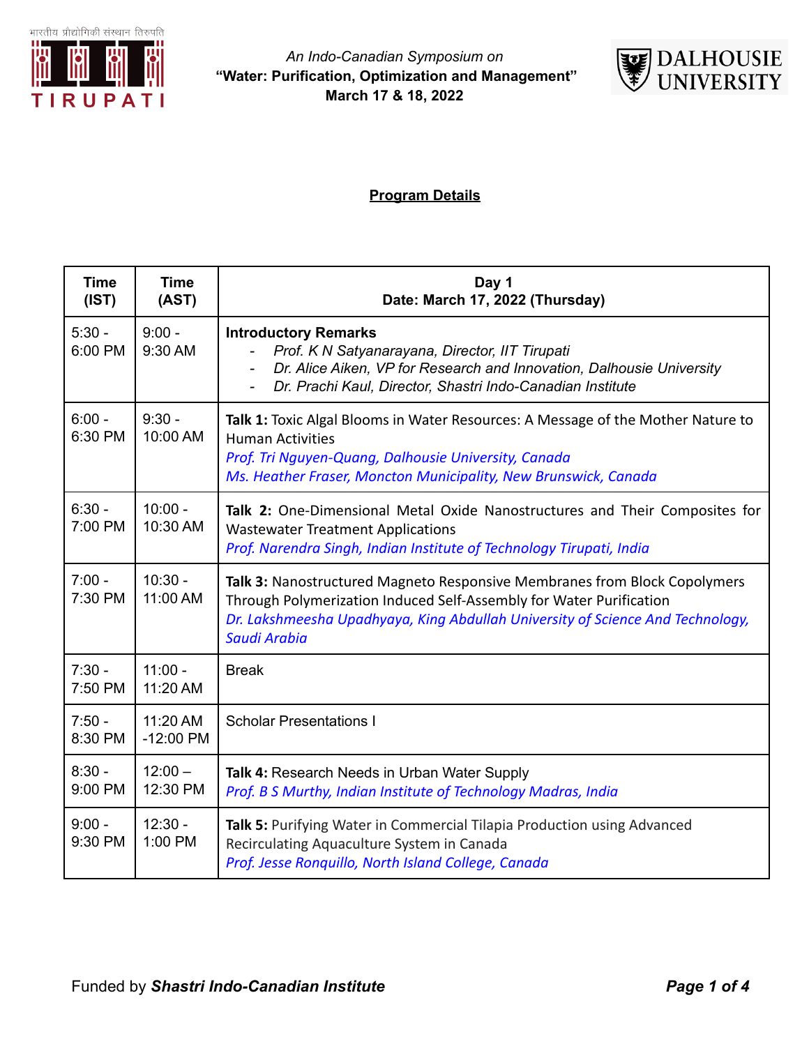*An Indo-Canadian Symposium on*
**"Water: Purification, Optimization and Management"**
**March 17 & 18, 2022**

## Program Details

| Time (IST) | Time (AST) | Day 1<br>Date: March 17, 2022 (Thursday) |
|---|---|---|
| 5:30 - 6:00 PM | 9:00 - 9:30 AM | **Introductory Remarks**<br>- *Prof. K N Satyanarayana, Director, IIT Tirupati*<br>- *Dr. Alice Aiken, VP for Research and Innovation, Dalhousie University*<br>- *Dr. Prachi Kaul, Director, Shastri Indo-Canadian Institute* |
| 6:00 - 6:30 PM | 9:30 - 10:00 AM | **Talk 1:** Toxic Algal Blooms in Water Resources: A Message of the Mother Nature to Human Activities<br>*Prof. Tri Nguyen-Quang, Dalhousie University, Canada*<br>*Ms. Heather Fraser, Moncton Municipality, New Brunswick, Canada* |
| 6:30 - 7:00 PM | 10:00 - 10:30 AM | **Talk 2:** One-Dimensional Metal Oxide Nanostructures and Their Composites for Wastewater Treatment Applications<br>*Prof. Narendra Singh, Indian Institute of Technology Tirupati, India* |
| 7:00 - 7:30 PM | 10:30 - 11:00 AM | **Talk 3:** Nanostructured Magneto Responsive Membranes from Block Copolymers Through Polymerization Induced Self-Assembly for Water Purification<br>*Dr. Lakshmeesha Upadhyaya, King Abdullah University of Science And Technology, Saudi Arabia* |
| 7:30 - 7:50 PM | 11:00 - 11:20 AM | Break |
| 7:50 - 8:30 PM | 11:20 AM -12:00 PM | Scholar Presentations I |
| 8:30 - 9:00 PM | 12:00 – 12:30 PM | **Talk 4:** Research Needs in Urban Water Supply<br>*Prof. B S Murthy, Indian Institute of Technology Madras, India* |
| 9:00 - 9:30 PM | 12:30 - 1:00 PM | **Talk 5:** Purifying Water in Commercial Tilapia Production using Advanced Recirculating Aquaculture System in Canada<br>*Prof. Jesse Ronquillo, North Island College, Canada* |

Funded by ***Shastri Indo-Canadian Institute***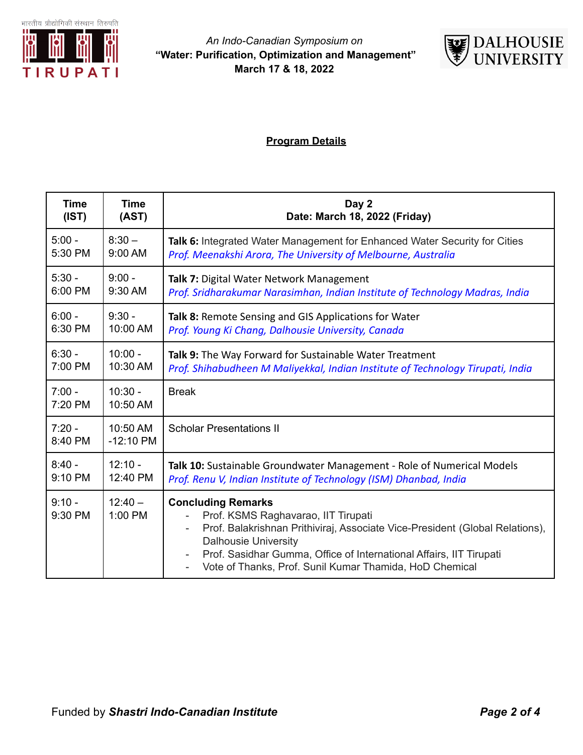An Indo-Canadian Symposium on
**"Water: Purification, Optimization and Management"**
**March 17 & 18, 2022**

## Program Details

| Time (IST) | Time (AST) | Day 2<br>Date: March 18, 2022 (Friday) |
|---|---|---|
| 5:00 - 5:30 PM | 8:30 – 9:00 AM | **Talk 6:** Integrated Water Management for Enhanced Water Security for Cities<br>*Prof. Meenakshi Arora, The University of Melbourne, Australia* |
| 5:30 - 6:00 PM | 9:00 - 9:30 AM | **Talk 7:** Digital Water Network Management<br>*Prof. Sridharakumar Narasimhan, Indian Institute of Technology Madras, India* |
| 6:00 - 6:30 PM | 9:30 - 10:00 AM | **Talk 8:** Remote Sensing and GIS Applications for Water<br>*Prof. Young Ki Chang, Dalhousie University, Canada* |
| 6:30 - 7:00 PM | 10:00 - 10:30 AM | **Talk 9:** The Way Forward for Sustainable Water Treatment<br>*Prof. Shihabudheen M Maliyekkal, Indian Institute of Technology Tirupati, India* |
| 7:00 - 7:20 PM | 10:30 - 10:50 AM | Break |
| 7:20 - 8:40 PM | 10:50 AM -12:10 PM | Scholar Presentations II |
| 8:40 - 9:10 PM | 12:10 - 12:40 PM | **Talk 10:** Sustainable Groundwater Management - Role of Numerical Models<br>*Prof. Renu V, Indian Institute of Technology (ISM) Dhanbad, India* |
| 9:10 - 9:30 PM | 12:40 – 1:00 PM | **Concluding Remarks**<br>- Prof. KSMS Raghavarao, IIT Tirupati<br>- Prof. Balakrishnan Prithiviraj, Associate Vice-President (Global Relations), Dalhousie University<br>- Prof. Sasidhar Gumma, Office of International Affairs, IIT Tirupati<br>- Vote of Thanks, Prof. Sunil Kumar Thamida, HoD Chemical |

Funded by ***Shastri Indo-Canadian Institute***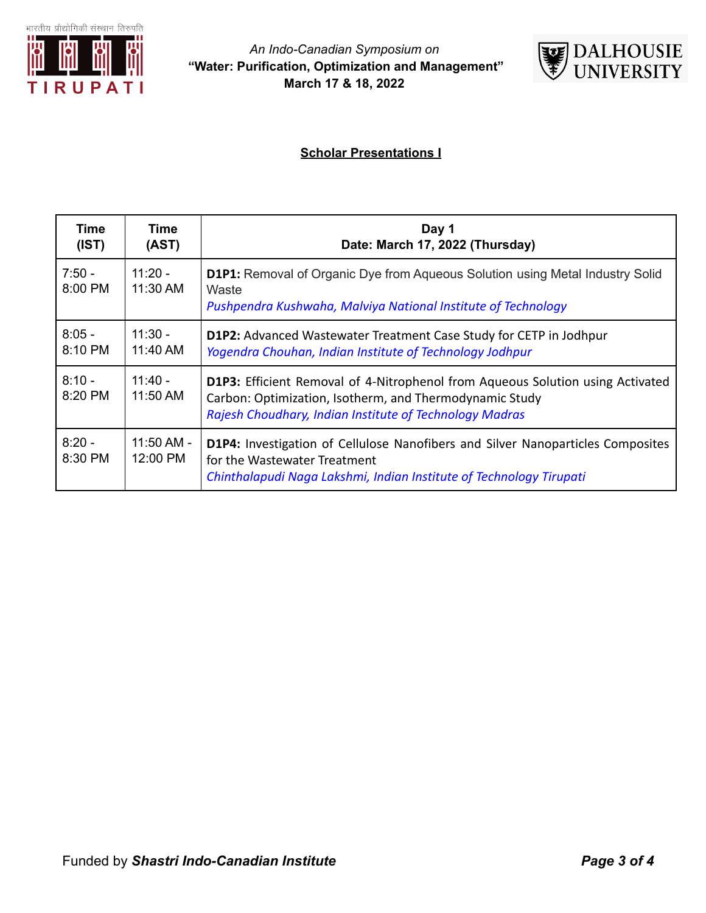An Indo-Canadian Symposium on
**"Water: Purification, Optimization and Management"**
**March 17 & 18, 2022**

## Scholar Presentations I

| Time (IST) | Time (AST) | Day 1<br>Date: March 17, 2022 (Thursday) |
|---|---|---|
| 7:50 - 8:00 PM | 11:20 - 11:30 AM | **D1P1:** Removal of Organic Dye from Aqueous Solution using Metal Industry Solid Waste<br>*Pushpendra Kushwaha, Malviya National Institute of Technology* |
| 8:05 - 8:10 PM | 11:30 - 11:40 AM | **D1P2:** Advanced Wastewater Treatment Case Study for CETP in Jodhpur<br>*Yogendra Chouhan, Indian Institute of Technology Jodhpur* |
| 8:10 - 8:20 PM | 11:40 - 11:50 AM | **D1P3:** Efficient Removal of 4-Nitrophenol from Aqueous Solution using Activated Carbon: Optimization, Isotherm, and Thermodynamic Study<br>*Rajesh Choudhary, Indian Institute of Technology Madras* |
| 8:20 - 8:30 PM | 11:50 AM - 12:00 PM | **D1P4:** Investigation of Cellulose Nanofibers and Silver Nanoparticles Composites for the Wastewater Treatment<br>*Chinthalapudi Naga Lakshmi, Indian Institute of Technology Tirupati* |

Funded by ***Shastri Indo-Canadian Institute***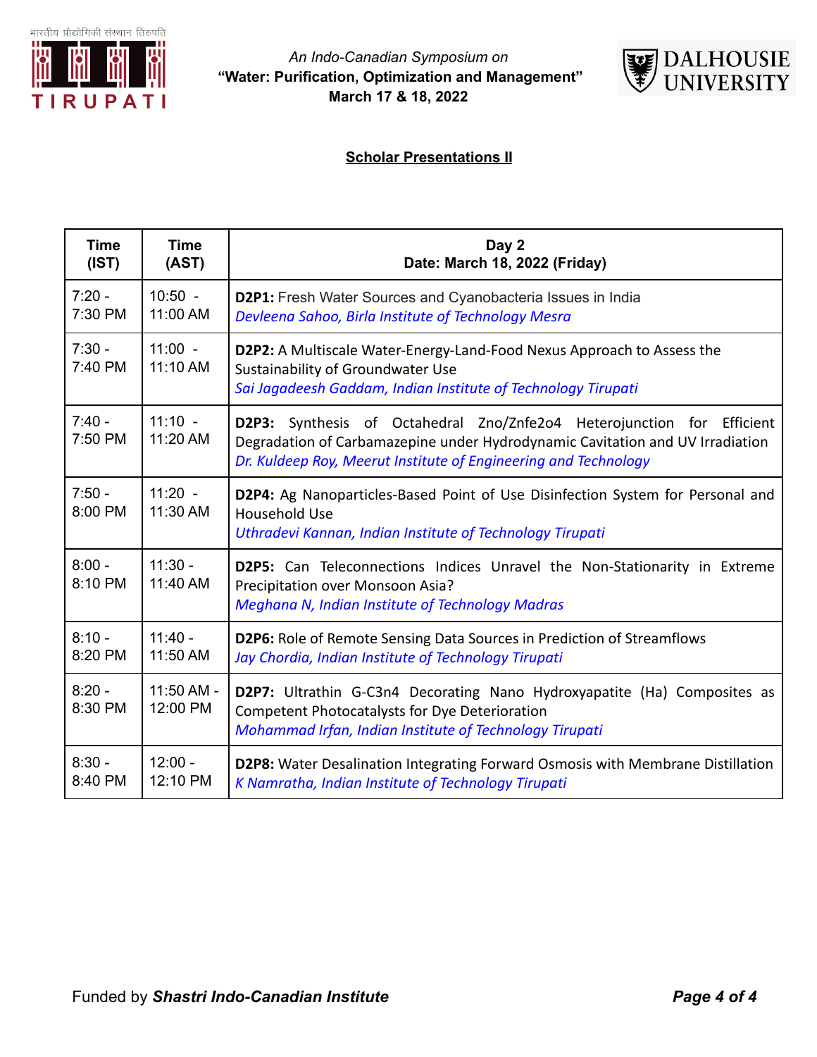An Indo-Canadian Symposium on
**"Water: Purification, Optimization and Management"**
**March 17 & 18, 2022**

## Scholar Presentations II

| Time (IST) | Time (AST) | Day 2<br>Date: March 18, 2022 (Friday) |
|---|---|---|
| 7:20 - 7:30 PM | 10:50 - 11:00 AM | **D2P1:** Fresh Water Sources and Cyanobacteria Issues in India<br>*Devleena Sahoo, Birla Institute of Technology Mesra* |
| 7:30 - 7:40 PM | 11:00 - 11:10 AM | **D2P2:** A Multiscale Water-Energy-Land-Food Nexus Approach to Assess the Sustainability of Groundwater Use<br>*Sai Jagadeesh Gaddam, Indian Institute of Technology Tirupati* |
| 7:40 - 7:50 PM | 11:10 - 11:20 AM | **D2P3:** Synthesis of Octahedral Zno/Znfe2o4 Heterojunction for Efficient Degradation of Carbamazepine under Hydrodynamic Cavitation and UV Irradiation<br>*Dr. Kuldeep Roy, Meerut Institute of Engineering and Technology* |
| 7:50 - 8:00 PM | 11:20 - 11:30 AM | **D2P4:** Ag Nanoparticles-Based Point of Use Disinfection System for Personal and Household Use<br>*Uthradevi Kannan, Indian Institute of Technology Tirupati* |
| 8:00 - 8:10 PM | 11:30 - 11:40 AM | **D2P5:** Can Teleconnections Indices Unravel the Non-Stationarity in Extreme Precipitation over Monsoon Asia?<br>*Meghana N, Indian Institute of Technology Madras* |
| 8:10 - 8:20 PM | 11:40 - 11:50 AM | **D2P6:** Role of Remote Sensing Data Sources in Prediction of Streamflows<br>*Jay Chordia, Indian Institute of Technology Tirupati* |
| 8:20 - 8:30 PM | 11:50 AM - 12:00 PM | **D2P7:** Ultrathin G-C3n4 Decorating Nano Hydroxyapatite (Ha) Composites as Competent Photocatalysts for Dye Deterioration<br>*Mohammad Irfan, Indian Institute of Technology Tirupati* |
| 8:30 - 8:40 PM | 12:00 - 12:10 PM | **D2P8:** Water Desalination Integrating Forward Osmosis with Membrane Distillation<br>*K Namratha, Indian Institute of Technology Tirupati* |

Funded by ***Shastri Indo-Canadian Institute***